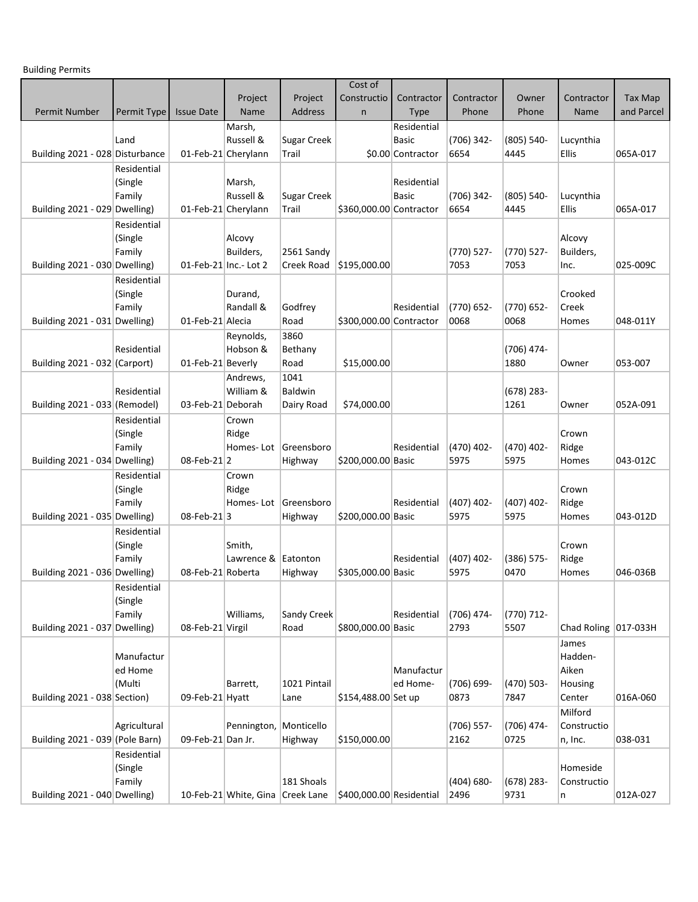Building Permits

| Permit Number | Permit Type | Issue Date | Project Name | Project Address | Cost of Construction | Contractor Type | Contractor Phone | Owner Phone | Contractor Name | Tax Map and Parcel |
|---|---|---|---|---|---|---|---|---|---|---|
| Building 2021 - 028 | Land Disturbance | 01-Feb-21 | Marsh, Russell & Cherylann | Sugar Creek Trail | $0.00 | Residential Basic Contractor | (706) 342-6654 | (805) 540-4445 | Lucynthia Ellis | 065A-017 |
| Building 2021 - 029 | Residential (Single Family Dwelling) | 01-Feb-21 | Marsh, Russell & Cherylann | Sugar Creek Trail | $360,000.00 | Residential Basic Contractor | (706) 342-6654 | (805) 540-4445 | Lucynthia Ellis | 065A-017 |
| Building 2021 - 030 | Residential (Single Family Dwelling) | 01-Feb-21 | Alcovy Builders, Inc.- Lot 2 | 2561 Sandy Creek Road | $195,000.00 | | (770) 527-7053 | (770) 527-7053 | Alcovy Builders, Inc. | 025-009C |
| Building 2021 - 031 | Residential (Single Family Dwelling) | 01-Feb-21 | Durand, Randall & Alecia | Godfrey Road | $300,000.00 | Residential Contractor | (770) 652-0068 | (770) 652-0068 | Crooked Creek Homes | 048-011Y |
| Building 2021 - 032 | Residential (Carport) | 01-Feb-21 | Reynolds, Hobson & Beverly | 3860 Bethany Road | $15,000.00 | | | (706) 474-1880 | Owner | 053-007 |
| Building 2021 - 033 | Residential (Remodel) | 03-Feb-21 | Andrews, William & Deborah | 1041 Baldwin Dairy Road | $74,000.00 | | | (678) 283-1261 | Owner | 052A-091 |
| Building 2021 - 034 | Residential (Single Family Dwelling) | 08-Feb-21 | Crown Ridge Homes- Lot 2 | Greensboro Highway | $200,000.00 | Residential Basic | (470) 402-5975 | (470) 402-5975 | Crown Ridge Homes | 043-012C |
| Building 2021 - 035 | Residential (Single Family Dwelling) | 08-Feb-21 | Crown Ridge Homes- Lot 3 | Greensboro Highway | $200,000.00 | Residential Basic | (407) 402-5975 | (407) 402-5975 | Crown Ridge Homes | 043-012D |
| Building 2021 - 036 | Residential (Single Family Dwelling) | 08-Feb-21 | Smith, Lawrence & Roberta | Eatonton Highway | $305,000.00 | Residential Basic | (407) 402-5975 | (386) 575-0470 | Crown Ridge Homes | 046-036B |
| Building 2021 - 037 | Residential (Single Family Dwelling) | 08-Feb-21 | Williams, Virgil | Sandy Creek Road | $800,000.00 | Residential Basic | (706) 474-2793 | (770) 712-5507 | Chad Roling | 017-033H |
| Building 2021 - 038 | Manufactured Home (Multi Section) | 09-Feb-21 | Barrett, Hyatt | 1021 Pintail Lane | $154,488.00 | Manufactured Home- Set up | (706) 699-0873 | (470) 503-7847 | James Hadden-Aiken Housing Center | 016A-060 |
| Building 2021 - 039 | Agricultural (Pole Barn) | 09-Feb-21 | Pennington, Dan Jr. | Monticello Highway | $150,000.00 | | (706) 557-2162 | (706) 474-0725 | Milford Construction, Inc. | 038-031 |
| Building 2021 - 040 | Residential (Single Family Dwelling) | 10-Feb-21 | White, Gina | 181 Shoals Creek Lane | $400,000.00 | Residential | (404) 680-2496 | (678) 283-9731 | Homeside Construction | 012A-027 |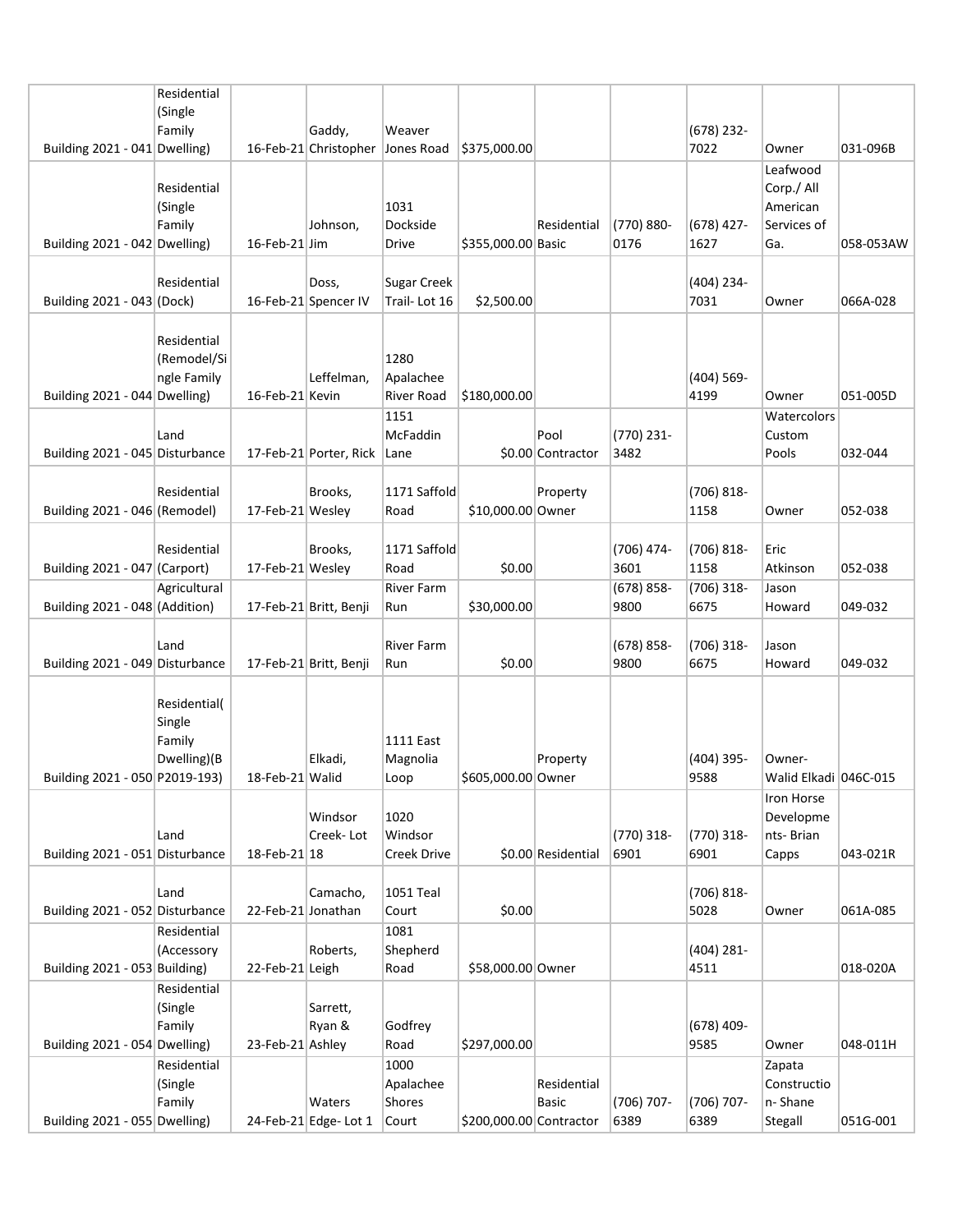| | | | | | | | | | | |
|---|---|---|---|---|---|---|---|---|---|---|
| Building 2021 - 041 | Residential (Single Family Dwelling) | 16-Feb-21 | Gaddy, Christopher | Weaver Jones Road | $375,000.00 | | | (678) 232-7022 | Owner | 031-096B |
| Building 2021 - 042 | Residential (Single Family Dwelling) | 16-Feb-21 | Johnson, Jim | 1031 Dockside Drive | $355,000.00 | Residential Basic | (770) 880-0176 | (678) 427-1627 | Leafwood Corp./ All American Services of Ga. | 058-053AW |
| Building 2021 - 043 | Residential (Dock) | 16-Feb-21 | Doss, Spencer IV | Sugar Creek Trail- Lot 16 | $2,500.00 | | | (404) 234-7031 | Owner | 066A-028 |
| Building 2021 - 044 | Residential (Remodel/Single Family Dwelling) | 16-Feb-21 | Leffelman, Kevin | 1280 Apalachee River Road | $180,000.00 | | | (404) 569-4199 | Owner | 051-005D |
| Building 2021 - 045 | Land Disturbance | 17-Feb-21 | Porter, Rick | 1151 McFaddin Lane | $0.00 | Pool Contractor | (770) 231-3482 | | Watercolors Custom Pools | 032-044 |
| Building 2021 - 046 | Residential (Remodel) | 17-Feb-21 | Brooks, Wesley | 1171 Saffold Road | $10,000.00 | Property Owner | | (706) 818-1158 | Owner | 052-038 |
| Building 2021 - 047 | Residential (Carport) | 17-Feb-21 | Brooks, Wesley | 1171 Saffold Road | $0.00 | | (706) 474-3601 | (706) 818-1158 | Eric Atkinson | 052-038 |
| Building 2021 - 048 | Agricultural (Addition) | 17-Feb-21 | Britt, Benji | River Farm Run | $30,000.00 | | (678) 858-9800 | (706) 318-6675 | Jason Howard | 049-032 |
| Building 2021 - 049 | Land Disturbance | 17-Feb-21 | Britt, Benji | River Farm Run | $0.00 | | (678) 858-9800 | (706) 318-6675 | Jason Howard | 049-032 |
| Building 2021 - 050 | Residential( Single Family Dwelling)(BP2019-193) | 18-Feb-21 | Elkadi, Walid | 1111 East Magnolia Loop | $605,000.00 | Property Owner | | (404) 395-9588 | Owner- Walid Elkadi | 046C-015 |
| Building 2021 - 051 | Land Disturbance | 18-Feb-21 | Windsor Creek- Lot 18 | 1020 Windsor Creek Drive | $0.00 | Residential | (770) 318-6901 | (770) 318-6901 | Iron Horse Developments- Brian Capps | 043-021R |
| Building 2021 - 052 | Land Disturbance | 22-Feb-21 | Camacho, Jonathan | 1051 Teal Court | $0.00 | | | (706) 818-5028 | Owner | 061A-085 |
| Building 2021 - 053 | Residential (Accessory Building) | 22-Feb-21 | Roberts, Leigh | 1081 Shepherd Road | $58,000.00 | Owner | | (404) 281-4511 | | 018-020A |
| Building 2021 - 054 | Residential (Single Family Dwelling) | 23-Feb-21 | Sarrett, Ryan & Ashley | Godfrey Road | $297,000.00 | | | (678) 409-9585 | Owner | 048-011H |
| Building 2021 - 055 | Residential (Single Family Dwelling) | 24-Feb-21 | Waters Edge- Lot 1 | 1000 Apalachee Shores Court | $200,000.00 | Residential Basic Contractor | (706) 707-6389 | (706) 707-6389 | Zapata Construction- Shane Stegall | 051G-001 |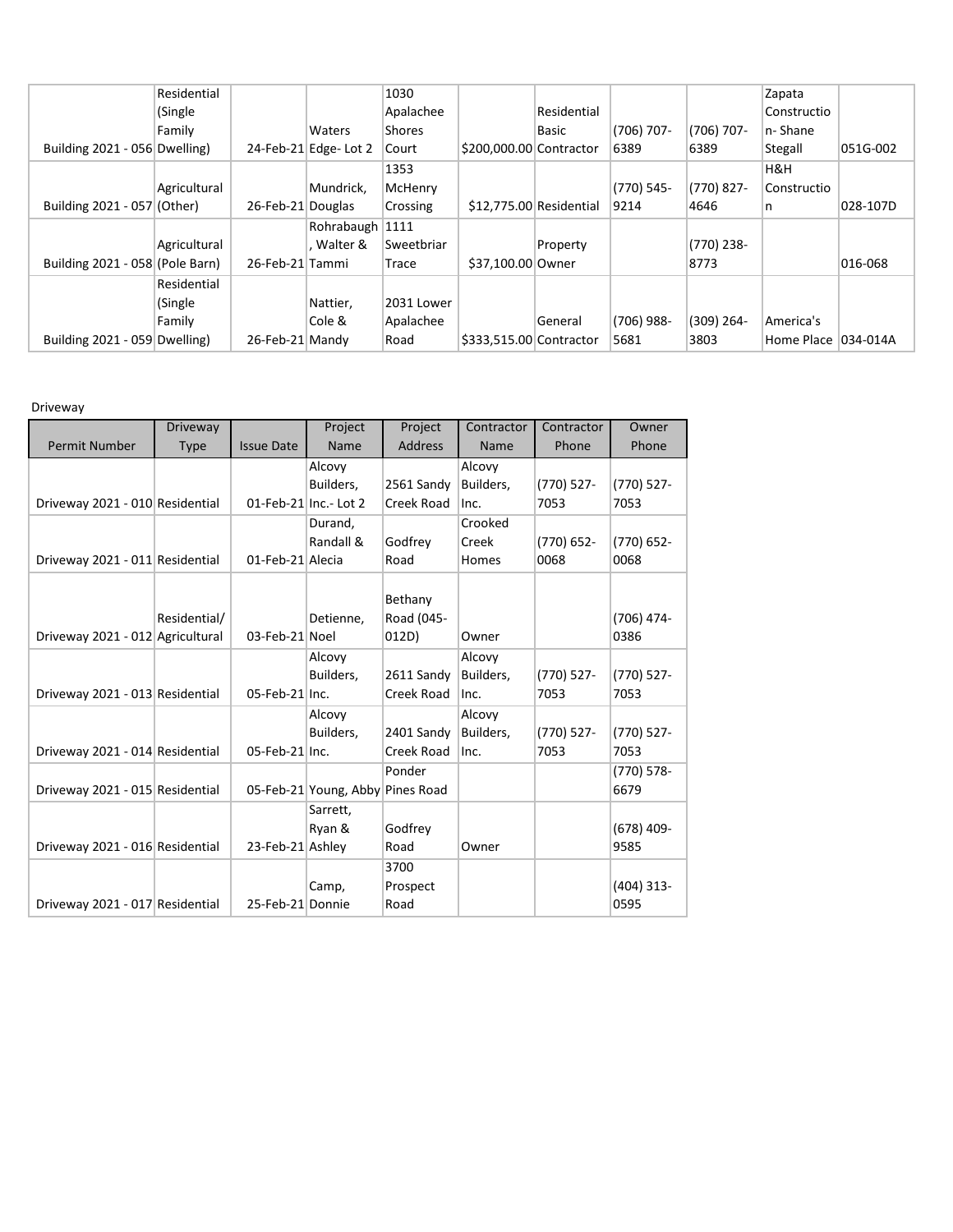| | | | | | | | | | | |
|---|---|---|---|---|---|---|---|---|---|---|
| Building 2021 - 056 | Residential (Single Family Dwelling) | 24-Feb-21 | Waters Edge- Lot 2 | 1030 Apalachee Shores Court | $200,000.00 | Residential Basic Contractor | (706) 707-6389 | (706) 707-6389 | Zapata Construction- Shane Stegall | 051G-002 |
| Building 2021 - 057 | Agricultural (Other) | 26-Feb-21 | Mundrick, Douglas | 1353 McHenry Crossing | $12,775.00 | Residential | (770) 545-9214 | (770) 827-4646 | H&H Construction | 028-107D |
| Building 2021 - 058 | Agricultural (Pole Barn) | 26-Feb-21 | Rohrabaugh, Walter & Tammi | 1111 Sweetbriar Trace | $37,100.00 | Property Owner | | (770) 238-8773 | | 016-068 |
| Building 2021 - 059 | Residential (Single Family Dwelling) | 26-Feb-21 | Nattier, Cole & Mandy | 2031 Lower Apalachee Road | $333,515.00 | General Contractor | (706) 988-5681 | (309) 264-3803 | America's Home Place | 034-014A |

Driveway

| Permit Number | Driveway Type | Issue Date | Project Name | Project Address | Contractor Name | Contractor Phone | Owner Phone |
|---|---|---|---|---|---|---|---|
| Driveway 2021 - 010 | Residential | 01-Feb-21 | Alcovy Builders, Inc.- Lot 2 | 2561 Sandy Creek Road | Alcovy Builders, Inc. | (770) 527-7053 | (770) 527-7053 |
| Driveway 2021 - 011 | Residential | 01-Feb-21 | Durand, Randall & Alecia | Godfrey Road | Crooked Creek Homes | (770) 652-0068 | (770) 652-0068 |
| Driveway 2021 - 012 | Residential/ Agricultural | 03-Feb-21 | Detienne, Noel | Bethany Road (045-012D) | Owner | | (706) 474-0386 |
| Driveway 2021 - 013 | Residential | 05-Feb-21 | Alcovy Builders, Inc. | 2611 Sandy Creek Road | Alcovy Builders, Inc. | (770) 527-7053 | (770) 527-7053 |
| Driveway 2021 - 014 | Residential | 05-Feb-21 | Alcovy Builders, Inc. | 2401 Sandy Creek Road | Alcovy Builders, Inc. | (770) 527-7053 | (770) 527-7053 |
| Driveway 2021 - 015 | Residential | 05-Feb-21 | Young, Abby | Ponder Pines Road | | | (770) 578-6679 |
| Driveway 2021 - 016 | Residential | 23-Feb-21 | Sarrett, Ryan & Ashley | Godfrey Road | Owner | | (678) 409-9585 |
| Driveway 2021 - 017 | Residential | 25-Feb-21 | Camp, Donnie | 3700 Prospect Road | | | (404) 313-0595 |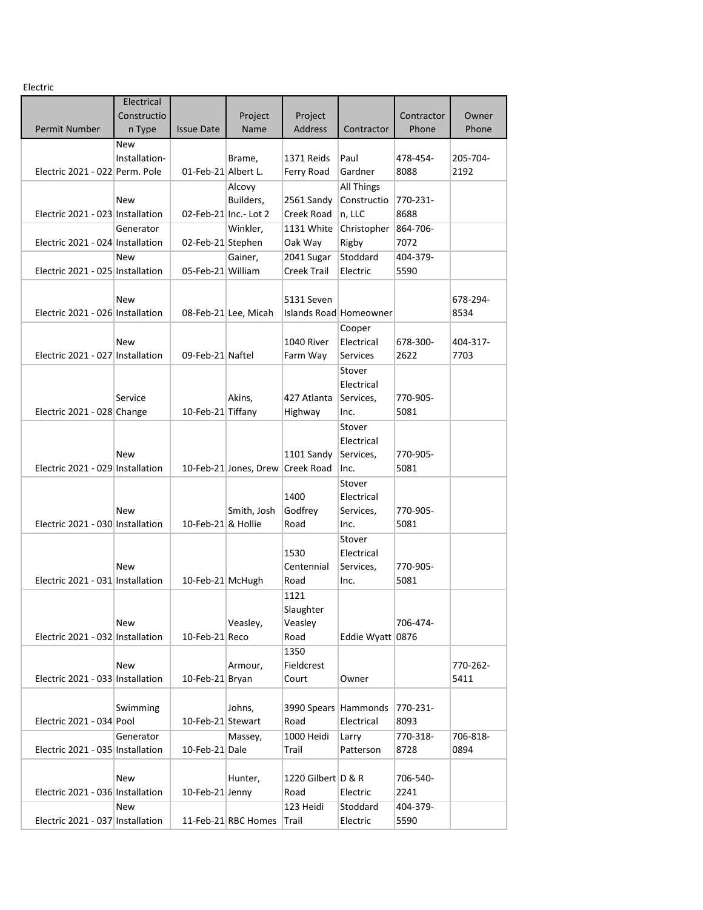Electric

| Permit Number | Electrical Construction Type | Issue Date | Project Name | Project Address | Contractor | Contractor Phone | Owner Phone |
|---|---|---|---|---|---|---|---|
| Electric 2021 - 022 | New Installation-Perm. Pole | 01-Feb-21 | Brame, Albert L. | 1371 Reids Ferry Road | Paul Gardner | 478-454-8088 | 205-704-2192 |
| Electric 2021 - 023 | New Installation | 02-Feb-21 | Alcovy Builders, Inc.- Lot 2 | 2561 Sandy Creek Road | All Things Construction, LLC | 770-231-8688 | |
| Electric 2021 - 024 | Generator Installation | 02-Feb-21 | Winkler, Stephen | 1131 White Oak Way | Christopher Rigby | 864-706-7072 | |
| Electric 2021 - 025 | New Installation | 05-Feb-21 | Gainer, William | 2041 Sugar Creek Trail | Stoddard Electric | 404-379-5590 | |
| Electric 2021 - 026 | New Installation | 08-Feb-21 | Lee, Micah | 5131 Seven Islands Road | Homeowner | | 678-294-8534 |
| Electric 2021 - 027 | New Installation | 09-Feb-21 | Naftel | 1040 River Farm Way | Cooper Electrical Services | 678-300-2622 | 404-317-7703 |
| Electric 2021 - 028 | Service Change | 10-Feb-21 | Akins, Tiffany | 427 Atlanta Highway | Stover Electrical Services, Inc. | 770-905-5081 | |
| Electric 2021 - 029 | New Installation | 10-Feb-21 | Jones, Drew | 1101 Sandy Creek Road | Stover Electrical Services, Inc. | 770-905-5081 | |
| Electric 2021 - 030 | New Installation | 10-Feb-21 | Smith, Josh & Hollie | 1400 Godfrey Road | Stover Electrical Services, Inc. | 770-905-5081 | |
| Electric 2021 - 031 | New Installation | 10-Feb-21 | McHugh | 1530 Centennial Road | Stover Electrical Services, Inc. | 770-905-5081 | |
| Electric 2021 - 032 | New Installation | 10-Feb-21 | Veasley, Reco | 1121 Slaughter Veasley Road | Eddie Wyatt | 706-474-0876 | |
| Electric 2021 - 033 | New Installation | 10-Feb-21 | Armour, Bryan | 1350 Fieldcrest Court | Owner | | 770-262-5411 |
| Electric 2021 - 034 | Swimming Pool | 10-Feb-21 | Johns, Stewart | 3990 Spears Road | Hammonds Electrical | 770-231-8093 | |
| Electric 2021 - 035 | Generator Installation | 10-Feb-21 | Massey, Dale | 1000 Heidi Trail | Larry Patterson | 770-318-8728 | 706-818-0894 |
| Electric 2021 - 036 | New Installation | 10-Feb-21 | Hunter, Jenny | 1220 Gilbert Road | D & R Electric | 706-540-2241 | |
| Electric 2021 - 037 | New Installation | 11-Feb-21 | RBC Homes | 123 Heidi Trail | Stoddard Electric | 404-379-5590 | |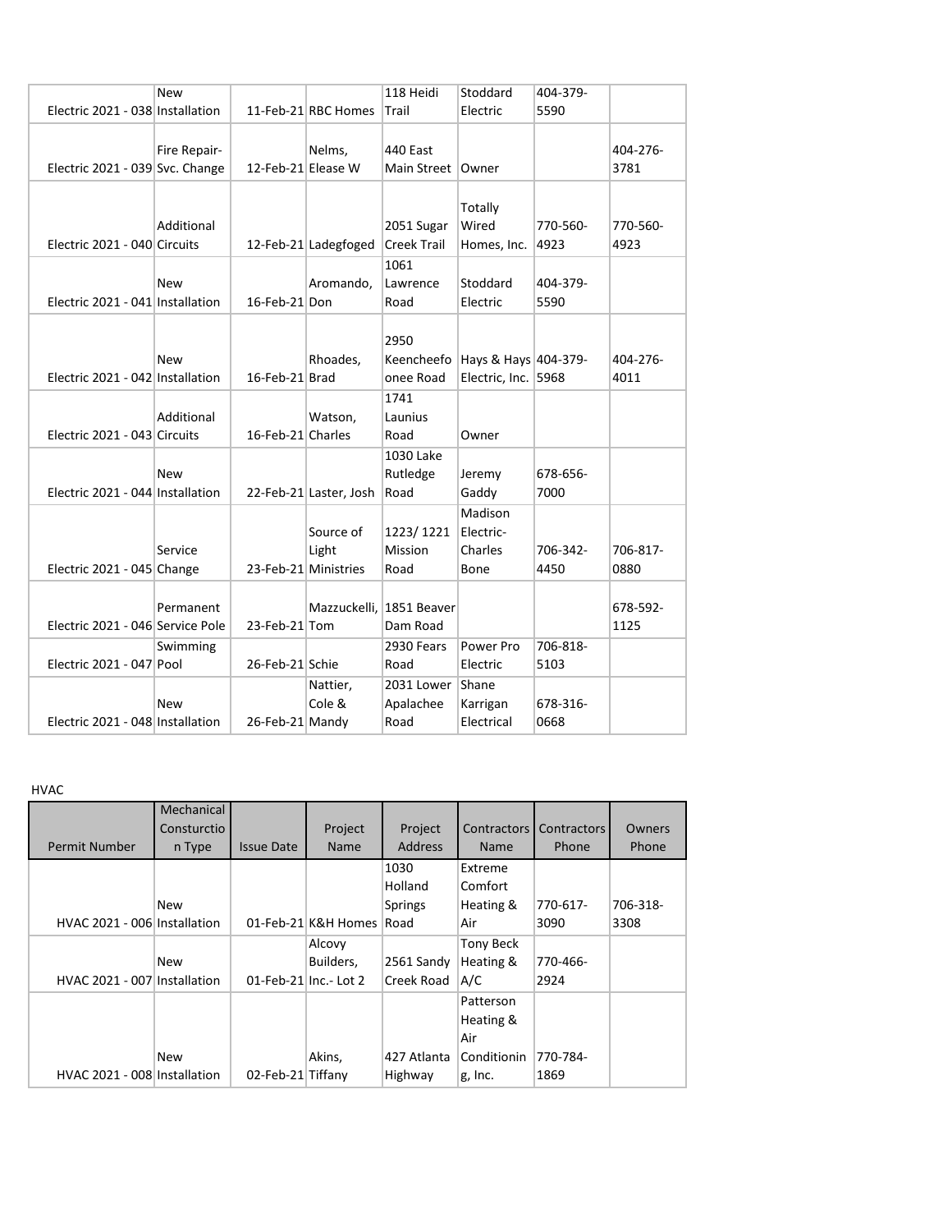| | | | | | | | |
|---|---|---|---|---|---|---|---|
| Electric 2021 - 038 | New Installation | 11-Feb-21 | RBC Homes | 118 Heidi Trail | Stoddard Electric | 404-379-5590 | |
| Electric 2021 - 039 | Fire Repair-Svc. Change | 12-Feb-21 | Nelms, Elease W | 440 East Main Street | Owner | | 404-276-3781 |
| Electric 2021 - 040 | Additional Circuits | 12-Feb-21 | Ladegfoged | 2051 Sugar Creek Trail | Totally Wired Homes, Inc. | 770-560-4923 | 770-560-4923 |
| Electric 2021 - 041 | New Installation | 16-Feb-21 | Aromando, Don | 1061 Lawrence Road | Stoddard Electric | 404-379-5590 | |
| Electric 2021 - 042 | New Installation | 16-Feb-21 | Rhoades, Brad | 2950 Keencheefo onee Road | Hays & Hays Electric, Inc. | 404-379-5968 | 404-276-4011 |
| Electric 2021 - 043 | Additional Circuits | 16-Feb-21 | Watson, Charles | 1741 Launius Road | Owner | | |
| Electric 2021 - 044 | New Installation | 22-Feb-21 | Laster, Josh | 1030 Lake Rutledge Road | Jeremy Gaddy | 678-656-7000 | |
| Electric 2021 - 045 | Service Change | 23-Feb-21 | Source of Light Ministries | 1223/ 1221 Mission Road | Madison Electric-Charles Bone | 706-342-4450 | 706-817-0880 |
| Electric 2021 - 046 | Permanent Service Pole | 23-Feb-21 | Mazzuckelli, Tom | 1851 Beaver Dam Road | | | 678-592-1125 |
| Electric 2021 - 047 | Swimming Pool | 26-Feb-21 | Schie | 2930 Fears Road | Power Pro Electric | 706-818-5103 | |
| Electric 2021 - 048 | New Installation | 26-Feb-21 | Nattier, Cole & Mandy | 2031 Lower Apalachee Road | Shane Karrigan Electrical | 678-316-0668 | |

HVAC

| Permit Number | Mechanical Consturction Type | Issue Date | Project Name | Project Address | Contractors Name | Contractors Phone | Owners Phone |
|---|---|---|---|---|---|---|---|
| HVAC 2021 - 006 | New Installation | 01-Feb-21 | K&H Homes | 1030 Holland Springs Road | Extreme Comfort Heating & Air | 770-617-3090 | 706-318-3308 |
| HVAC 2021 - 007 | New Installation | 01-Feb-21 | Alcovy Builders, Inc.- Lot 2 | 2561 Sandy Creek Road | Tony Beck Heating & A/C | 770-466-2924 | |
| HVAC 2021 - 008 | New Installation | 02-Feb-21 | Akins, Tiffany | 427 Atlanta Highway | Patterson Heating & Air Conditioning, Inc. | 770-784-1869 | |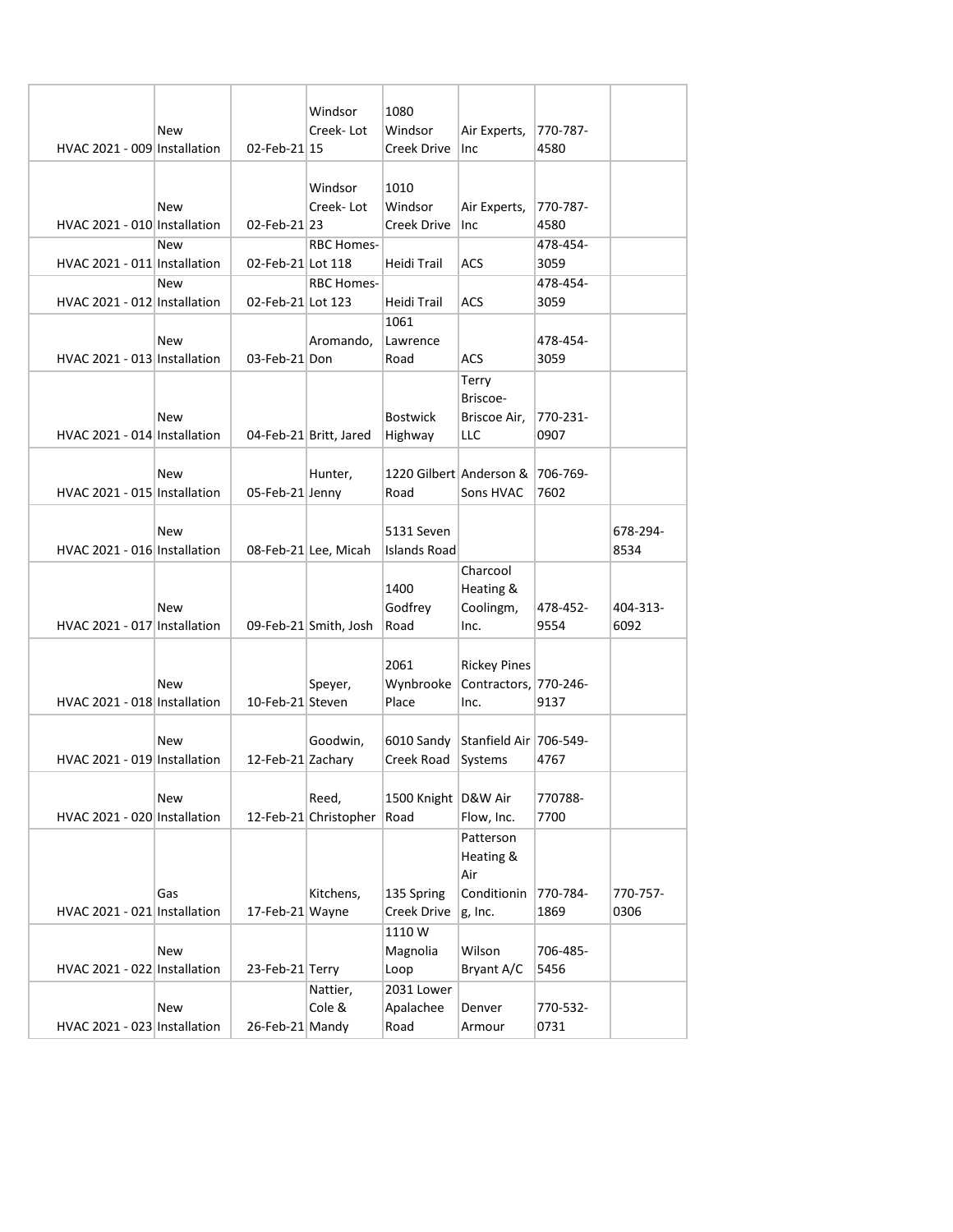| | | | | | | | | |
|---|---|---|---|---|---|---|---|---|
| HVAC 2021 - 009 | New Installation | 02-Feb-21 | Windsor Creek- Lot 15 | 1080 Windsor Creek Drive | Air Experts, Inc | 770-787-4580 | |
| HVAC 2021 - 010 | New Installation | 02-Feb-21 | Windsor Creek- Lot 23 | 1010 Windsor Creek Drive | Air Experts, Inc | 770-787-4580 | |
| HVAC 2021 - 011 | New Installation | 02-Feb-21 | RBC Homes- Lot 118 | Heidi Trail | ACS | 478-454-3059 | |
| HVAC 2021 - 012 | New Installation | 02-Feb-21 | RBC Homes- Lot 123 | Heidi Trail | ACS | 478-454-3059 | |
| HVAC 2021 - 013 | New Installation | 03-Feb-21 | Aromando, Don | 1061 Lawrence Road | ACS | 478-454-3059 | |
| HVAC 2021 - 014 | New Installation | 04-Feb-21 | Britt, Jared | Bostwick Highway | Terry Briscoe- Briscoe Air, LLC | 770-231-0907 | |
| HVAC 2021 - 015 | New Installation | 05-Feb-21 | Hunter, Jenny | 1220 Gilbert Road | Anderson & Sons HVAC | 706-769-7602 | |
| HVAC 2021 - 016 | New Installation | 08-Feb-21 | Lee, Micah | 5131 Seven Islands Road | | | 678-294-8534 |
| HVAC 2021 - 017 | New Installation | 09-Feb-21 | Smith, Josh | 1400 Godfrey Road | Charcool Heating & Coolingm, Inc. | 478-452-9554 | 404-313-6092 |
| HVAC 2021 - 018 | New Installation | 10-Feb-21 | Speyer, Steven | 2061 Wynbrooke Place | Rickey Pines Contractors, Inc. | 770-246-9137 | |
| HVAC 2021 - 019 | New Installation | 12-Feb-21 | Goodwin, Zachary | 6010 Sandy Creek Road | Stanfield Air Systems | 706-549-4767 | |
| HVAC 2021 - 020 | New Installation | 12-Feb-21 | Reed, Christopher | 1500 Knight Road | D&W Air Flow, Inc. | 770788-7700 | |
| HVAC 2021 - 021 | Gas Installation | 17-Feb-21 | Kitchens, Wayne | 135 Spring Creek Drive | Patterson Heating & Air Conditioning, Inc. | 770-784-1869 | 770-757-0306 |
| HVAC 2021 - 022 | New Installation | 23-Feb-21 | Terry | 1110 W Magnolia Loop | Wilson Bryant A/C | 706-485-5456 | |
| HVAC 2021 - 023 | New Installation | 26-Feb-21 | Nattier, Cole & Mandy | 2031 Lower Apalachee Road | Denver Armour | 770-532-0731 | |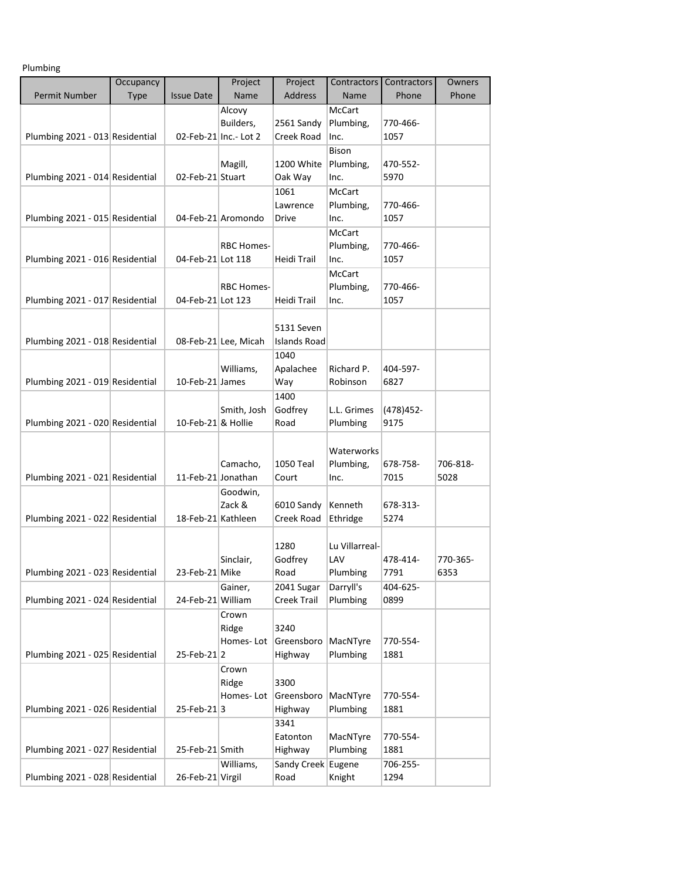Plumbing

| Permit Number | Occupancy Type | Issue Date | Project Name | Project Address | Contractors Name | Contractors Phone | Owners Phone |
|---|---|---|---|---|---|---|---|
| Plumbing 2021 - 013 | Residential | 02-Feb-21 | Alcovy Builders, Inc.- Lot 2 | 2561 Sandy Creek Road | McCart Plumbing, Inc. | 770-466-1057 | |
| Plumbing 2021 - 014 | Residential | 02-Feb-21 | Magill, Stuart | 1200 White Oak Way | Bison Plumbing, Inc. | 470-552-5970 | |
| Plumbing 2021 - 015 | Residential | 04-Feb-21 | Aromondo | 1061 Lawrence Drive | McCart Plumbing, Inc. | 770-466-1057 | |
| Plumbing 2021 - 016 | Residential | 04-Feb-21 | RBC Homes-Lot 118 | Heidi Trail | McCart Plumbing, Inc. | 770-466-1057 | |
| Plumbing 2021 - 017 | Residential | 04-Feb-21 | RBC Homes-Lot 123 | Heidi Trail | McCart Plumbing, Inc. | 770-466-1057 | |
| Plumbing 2021 - 018 | Residential | 08-Feb-21 | Lee, Micah | 5131 Seven Islands Road | | | |
| Plumbing 2021 - 019 | Residential | 10-Feb-21 | Williams, James | 1040 Apalachee Way | Richard P. Robinson | 404-597-6827 | |
| Plumbing 2021 - 020 | Residential | 10-Feb-21 | Smith, Josh & Hollie | 1400 Godfrey Road | L.L. Grimes Plumbing | (478)452-9175 | |
| Plumbing 2021 - 021 | Residential | 11-Feb-21 | Camacho, Jonathan | 1050 Teal Court | Waterworks Plumbing, Inc. | 678-758-7015 | 706-818-5028 |
| Plumbing 2021 - 022 | Residential | 18-Feb-21 | Goodwin, Zack & Kathleen | 6010 Sandy Creek Road | Kenneth Ethridge | 678-313-5274 | |
| Plumbing 2021 - 023 | Residential | 23-Feb-21 | Sinclair, Mike | 1280 Godfrey Road | Lu Villarreal-LAV Plumbing | 478-414-7791 | 770-365-6353 |
| Plumbing 2021 - 024 | Residential | 24-Feb-21 | Gainer, William | 2041 Sugar Creek Trail | Darryll's Plumbing | 404-625-0899 | |
| Plumbing 2021 - 025 | Residential | 25-Feb-21 | Crown Ridge Homes- Lot 2 | 3240 Greensboro Highway | MacNTyre Plumbing | 770-554-1881 | |
| Plumbing 2021 - 026 | Residential | 25-Feb-21 | Crown Ridge Homes- Lot 3 | 3300 Greensboro Highway | MacNTyre Plumbing | 770-554-1881 | |
| Plumbing 2021 - 027 | Residential | 25-Feb-21 | Smith | 3341 Eatonton Highway | MacNTyre Plumbing | 770-554-1881 | |
| Plumbing 2021 - 028 | Residential | 26-Feb-21 | Williams, Virgil | Sandy Creek Road | Eugene Knight | 706-255-1294 | |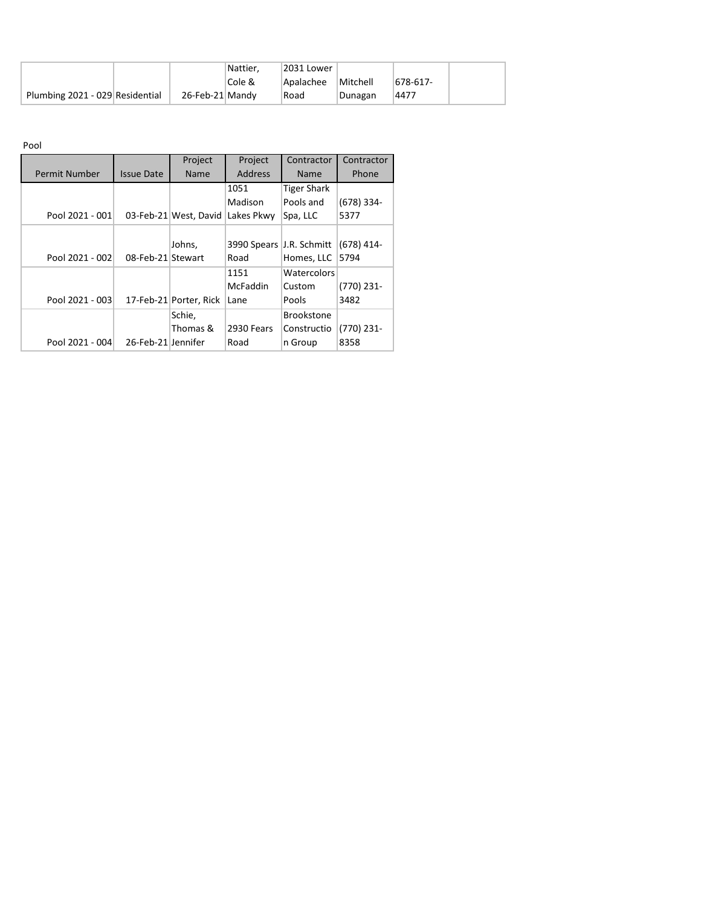| | | | | | | | |
|---|---|---|---|---|---|---|---|
| Plumbing 2021 - 029 | Residential | 26-Feb-21 | Nattier, Cole & Mandy | 2031 Lower Apalachee Road | Mitchell Dunagan | 678-617-4477 | |

Pool

| Permit Number | Issue Date | Project Name | Project Address | Contractor Name | Contractor Phone |
|---|---|---|---|---|---|
| Pool 2021 - 001 | 03-Feb-21 | West, David | 1051 Madison Lakes Pkwy | Tiger Shark Pools and Spa, LLC | (678) 334-5377 |
| Pool 2021 - 002 | 08-Feb-21 | Johns, Stewart | 3990 Spears Road | J.R. Schmitt Homes, LLC | (678) 414-5794 |
| Pool 2021 - 003 | 17-Feb-21 | Porter, Rick | 1151 McFaddin Lane | Watercolors Custom Pools | (770) 231-3482 |
| Pool 2021 - 004 | 26-Feb-21 | Schie, Thomas & Jennifer | 2930 Fears Road | Brookstone Construction Group | (770) 231-8358 |